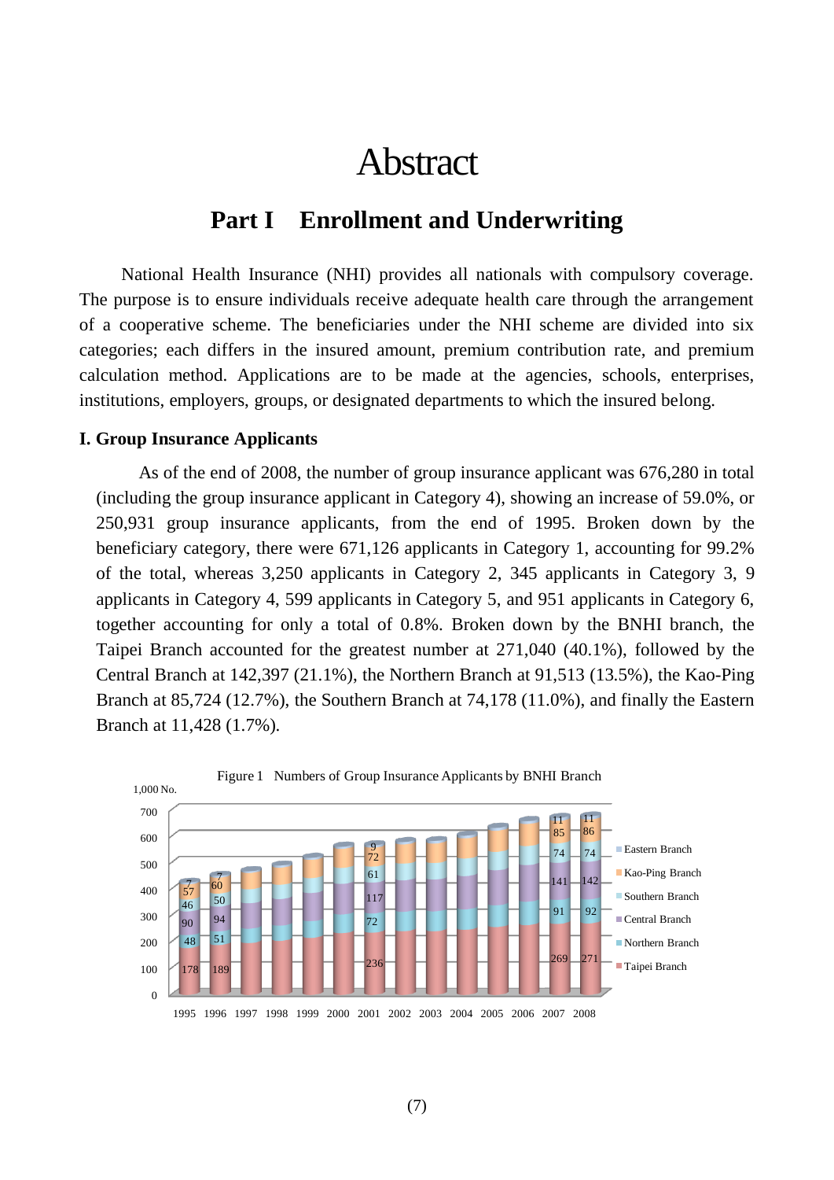# Abstract

## Part I　Enrollment and Underwriting

National Health Insurance (NHI) provides all nationals with compulsory coverage. The purpose is to ensure individuals receive adequate health care through the arrangement of a cooperative scheme. The beneficiaries under the NHI scheme are divided into six categories; each differs in the insured amount, premium contribution rate, and premium calculation method. Applications are to be made at the agencies, schools, enterprises, institutions, employers, groups, or designated departments to which the insured belong.

### I. Group Insurance Applicants

As of the end of 2008, the number of group insurance applicant was 676,280 in total (including the group insurance applicant in Category 4), showing an increase of 59.0%, or 250,931 group insurance applicants, from the end of 1995. Broken down by the beneficiary category, there were 671,126 applicants in Category 1, accounting for 99.2% of the total, whereas 3,250 applicants in Category 2, 345 applicants in Category 3, 9 applicants in Category 4, 599 applicants in Category 5, and 951 applicants in Category 6, together accounting for only a total of 0.8%. Broken down by the BNHI branch, the Taipei Branch accounted for the greatest number at 271,040 (40.1%), followed by the Central Branch at 142,397 (21.1%), the Northern Branch at 91,513 (13.5%), the Kao-Ping Branch at 85,724 (12.7%), the Southern Branch at 74,178 (11.0%), and finally the Eastern Branch at 11,428 (1.7%).

Figure 1　Numbers of Group Insurance Applicants by BNHI Branch

| Year (1,000 No.) | Taipei Branch | Northern Branch | Central Branch | Southern Branch | Kao-Ping Branch | Eastern Branch |
|---|---|---|---|---|---|---|
| 1995 | 178 | 48 | 90 | 46 | 57 | 7 |
| 1996 | 189 | 51 | 94 | 50 | 60 | 7 |
| 2001 | 236 | 72 | 117 | 61 | 72 | 9 |
| 2007 | 269 | 91 | 141 | 74 | 85 | 11 |
| 2008 | 271 | 92 | 142 | 74 | 86 | 11 |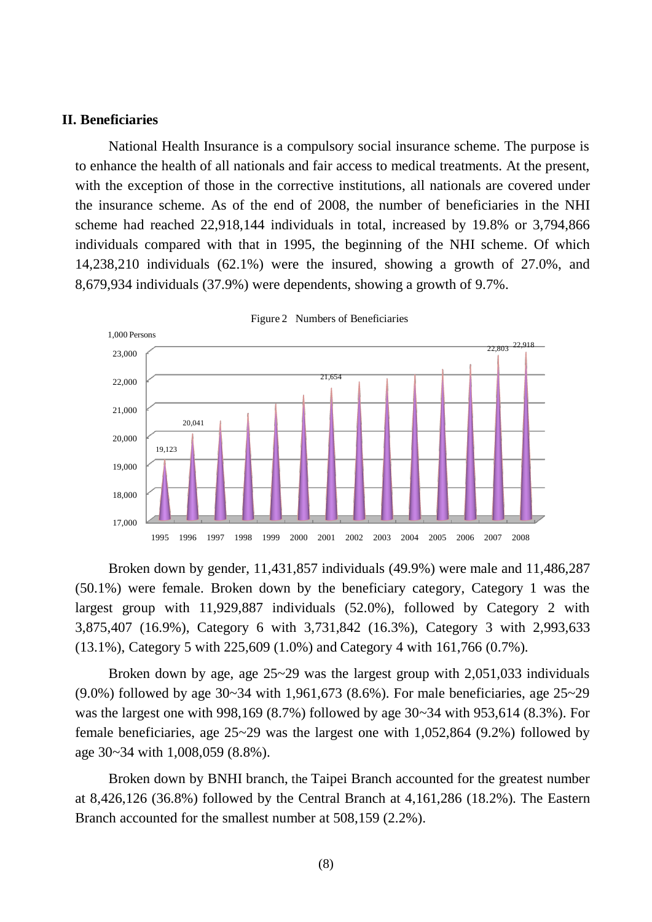## II. Beneficiaries

National Health Insurance is a compulsory social insurance scheme. The purpose is to enhance the health of all nationals and fair access to medical treatments. At the present, with the exception of those in the corrective institutions, all nationals are covered under the insurance scheme. As of the end of 2008, the number of beneficiaries in the NHI scheme had reached 22,918,144 individuals in total, increased by 19.8% or 3,794,866 individuals compared with that in 1995, the beginning of the NHI scheme. Of which 14,238,210 individuals (62.1%) were the insured, showing a growth of 27.0%, and 8,679,934 individuals (37.9%) were dependents, showing a growth of 9.7%.

Figure 2 Numbers of Beneficiaries

Broken down by gender, 11,431,857 individuals (49.9%) were male and 11,486,287 (50.1%) were female. Broken down by the beneficiary category, Category 1 was the largest group with 11,929,887 individuals (52.0%), followed by Category 2 with 3,875,407 (16.9%), Category 6 with 3,731,842 (16.3%), Category 3 with 2,993,633 (13.1%), Category 5 with 225,609 (1.0%) and Category 4 with 161,766 (0.7%).

Broken down by age, age 25~29 was the largest group with 2,051,033 individuals (9.0%) followed by age 30~34 with 1,961,673 (8.6%). For male beneficiaries, age 25~29 was the largest one with 998,169 (8.7%) followed by age 30~34 with 953,614 (8.3%). For female beneficiaries, age 25~29 was the largest one with 1,052,864 (9.2%) followed by age 30~34 with 1,008,059 (8.8%).

Broken down by BNHI branch, the Taipei Branch accounted for the greatest number at 8,426,126 (36.8%) followed by the Central Branch at 4,161,286 (18.2%). The Eastern Branch accounted for the smallest number at 508,159 (2.2%).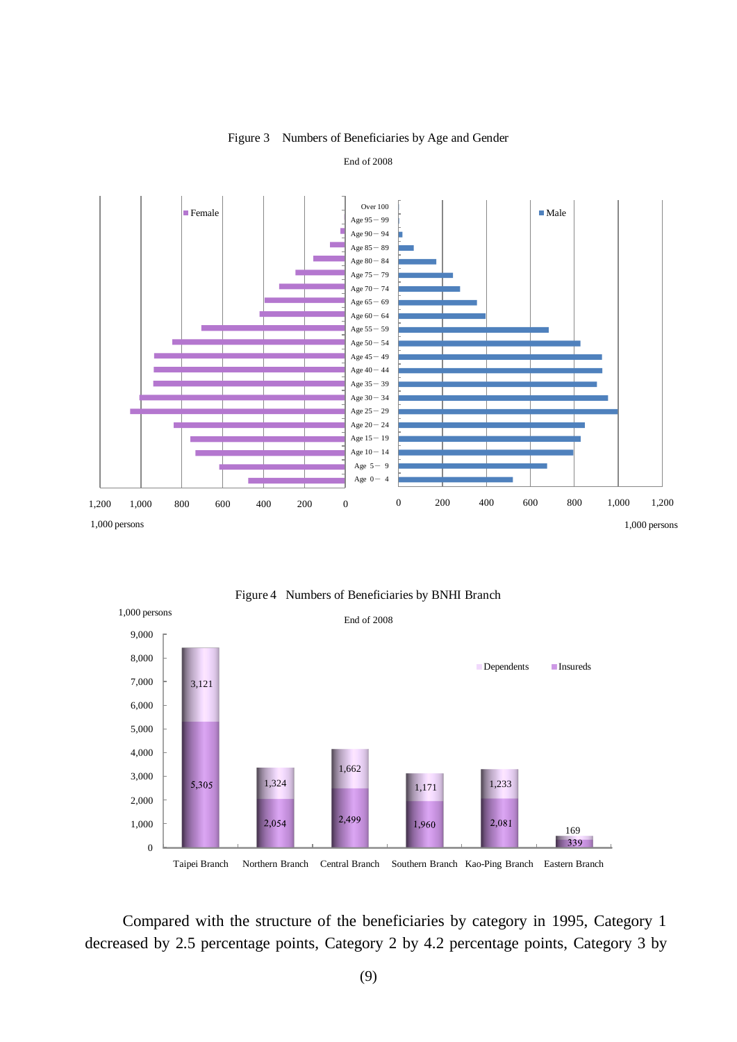Figure 3 Numbers of Beneficiaries by Age and Gender

End of 2008

Figure 4 Numbers of Beneficiaries by BNHI Branch

End of 2008

| Branch | Insureds (1,000 persons) | Dependents (1,000 persons) |
|---|---|---|
| Taipei Branch | 5,305 | 3,121 |
| Northern Branch | 2,054 | 1,324 |
| Central Branch | 2,499 | 1,662 |
| Southern Branch | 1,960 | 1,171 |
| Kao-Ping Branch | 2,081 | 1,233 |
| Eastern Branch | 339 | 169 |

Compared with the structure of the beneficiaries by category in 1995, Category 1 decreased by 2.5 percentage points, Category 2 by 4.2 percentage points, Category 3 by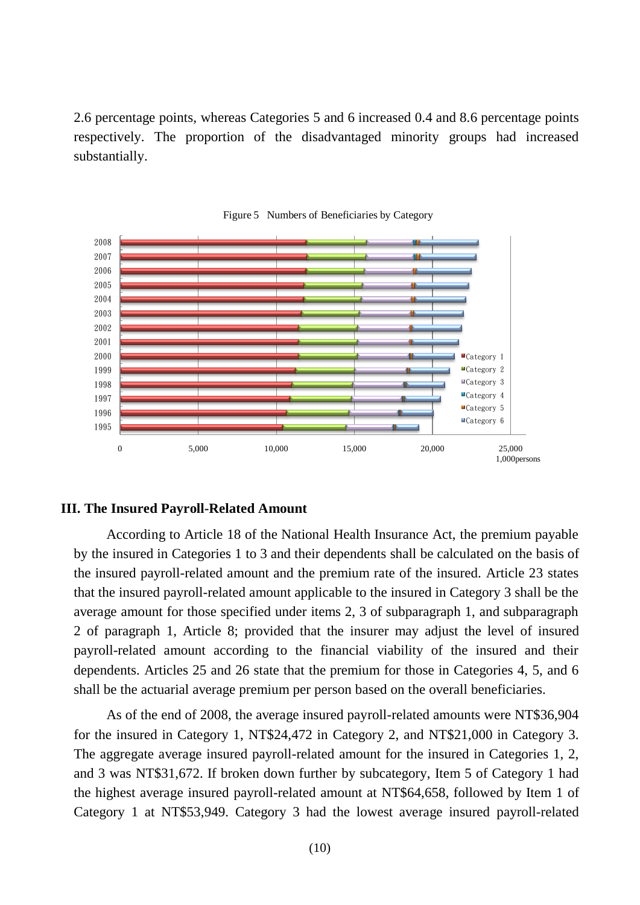2.6 percentage points, whereas Categories 5 and 6 increased 0.4 and 8.6 percentage points respectively. The proportion of the disadvantaged minority groups had increased substantially.

Figure 5 Numbers of Beneficiaries by Category

### III. The Insured Payroll-Related Amount

According to Article 18 of the National Health Insurance Act, the premium payable by the insured in Categories 1 to 3 and their dependents shall be calculated on the basis of the insured payroll-related amount and the premium rate of the insured. Article 23 states that the insured payroll-related amount applicable to the insured in Category 3 shall be the average amount for those specified under items 2, 3 of subparagraph 1, and subparagraph 2 of paragraph 1, Article 8; provided that the insurer may adjust the level of insured payroll-related amount according to the financial viability of the insured and their dependents. Articles 25 and 26 state that the premium for those in Categories 4, 5, and 6 shall be the actuarial average premium per person based on the overall beneficiaries.

As of the end of 2008, the average insured payroll-related amounts were NT$36,904 for the insured in Category 1, NT$24,472 in Category 2, and NT$21,000 in Category 3. The aggregate average insured payroll-related amount for the insured in Categories 1, 2, and 3 was NT$31,672. If broken down further by subcategory, Item 5 of Category 1 had the highest average insured payroll-related amount at NT$64,658, followed by Item 1 of Category 1 at NT$53,949. Category 3 had the lowest average insured payroll-related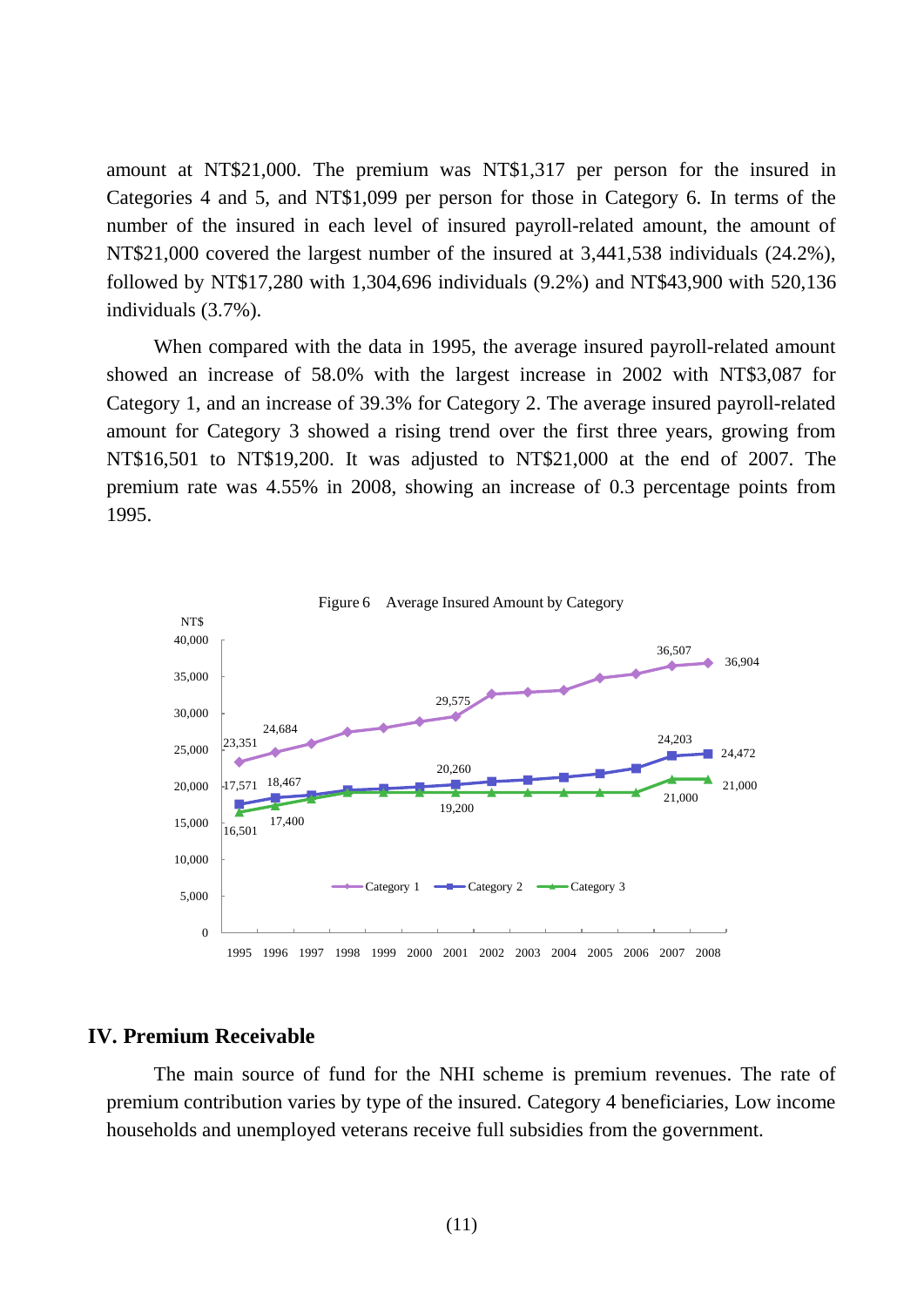amount at NT$21,000. The premium was NT$1,317 per person for the insured in Categories 4 and 5, and NT$1,099 per person for those in Category 6. In terms of the number of the insured in each level of insured payroll-related amount, the amount of NT$21,000 covered the largest number of the insured at 3,441,538 individuals (24.2%), followed by NT$17,280 with 1,304,696 individuals (9.2%) and NT$43,900 with 520,136 individuals (3.7%).

When compared with the data in 1995, the average insured payroll-related amount showed an increase of 58.0% with the largest increase in 2002 with NT$3,087 for Category 1, and an increase of 39.3% for Category 2. The average insured payroll-related amount for Category 3 showed a rising trend over the first three years, growing from NT$16,501 to NT$19,200. It was adjusted to NT$21,000 at the end of 2007. The premium rate was 4.55% in 2008, showing an increase of 0.3 percentage points from 1995.

Figure 6 Average Insured Amount by Category

## IV. Premium Receivable

The main source of fund for the NHI scheme is premium revenues. The rate of premium contribution varies by type of the insured. Category 4 beneficiaries, Low income households and unemployed veterans receive full subsidies from the government.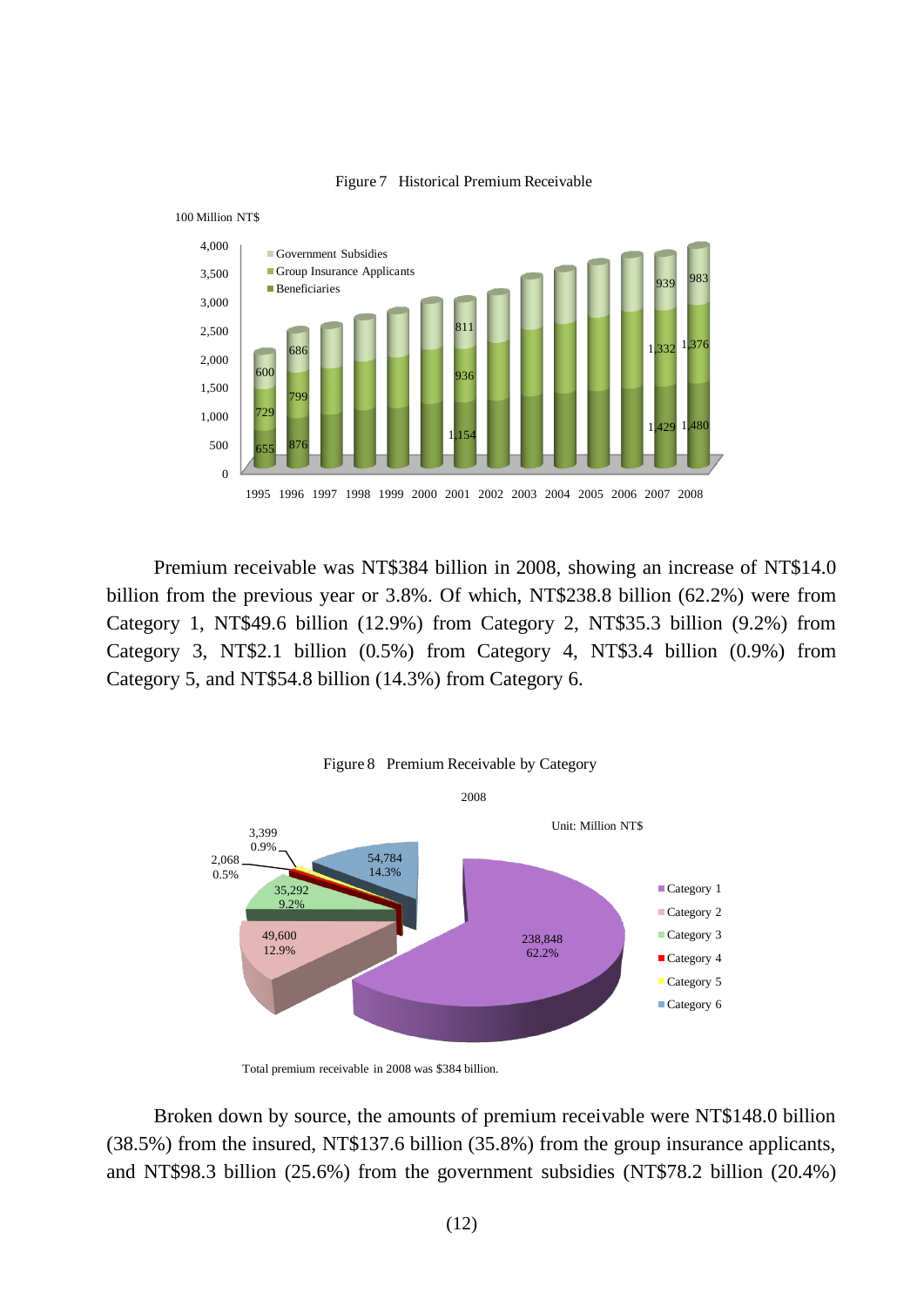Figure 7　Historical Premium Receivable

Premium receivable was NT$384 billion in 2008, showing an increase of NT$14.0 billion from the previous year or 3.8%. Of which, NT$238.8 billion (62.2%) were from Category 1, NT$49.6 billion (12.9%) from Category 2, NT$35.3 billion (9.2%) from Category 3, NT$2.1 billion (0.5%) from Category 4, NT$3.4 billion (0.9%) from Category 5, and NT$54.8 billion (14.3%) from Category 6.

Figure 8　Premium Receivable by Category

Total premium receivable in 2008 was $384 billion.

Broken down by source, the amounts of premium receivable were NT$148.0 billion (38.5%) from the insured, NT$137.6 billion (35.8%) from the group insurance applicants, and NT$98.3 billion (25.6%) from the government subsidies (NT$78.2 billion (20.4%)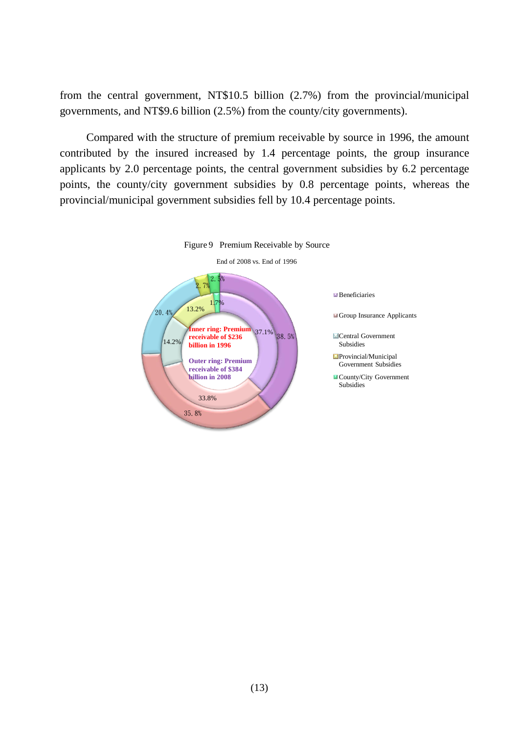from the central government, NT$10.5 billion (2.7%) from the provincial/municipal governments, and NT$9.6 billion (2.5%) from the county/city governments).

Compared with the structure of premium receivable by source in 1996, the amount contributed by the insured increased by 1.4 percentage points, the group insurance applicants by 2.0 percentage points, the central government subsidies by 6.2 percentage points, the county/city government subsidies by 0.8 percentage points, whereas the provincial/municipal government subsidies fell by 10.4 percentage points.

Figure 9 Premium Receivable by Source

End of 2008 vs. End of 1996

Inner ring: Premium receivable of $236 billion in 1996

Outer ring: Premium receivable of $384 billion in 2008

38.5%
37.1%
35.8%
33.8%
20.4%
14.2%
13.2%
2.7%
2.5%
1.7%

Beneficiaries
Group Insurance Applicants
Central Government Subsidies
Provincial/Municipal Government Subsidies
County/City Government Subsidies